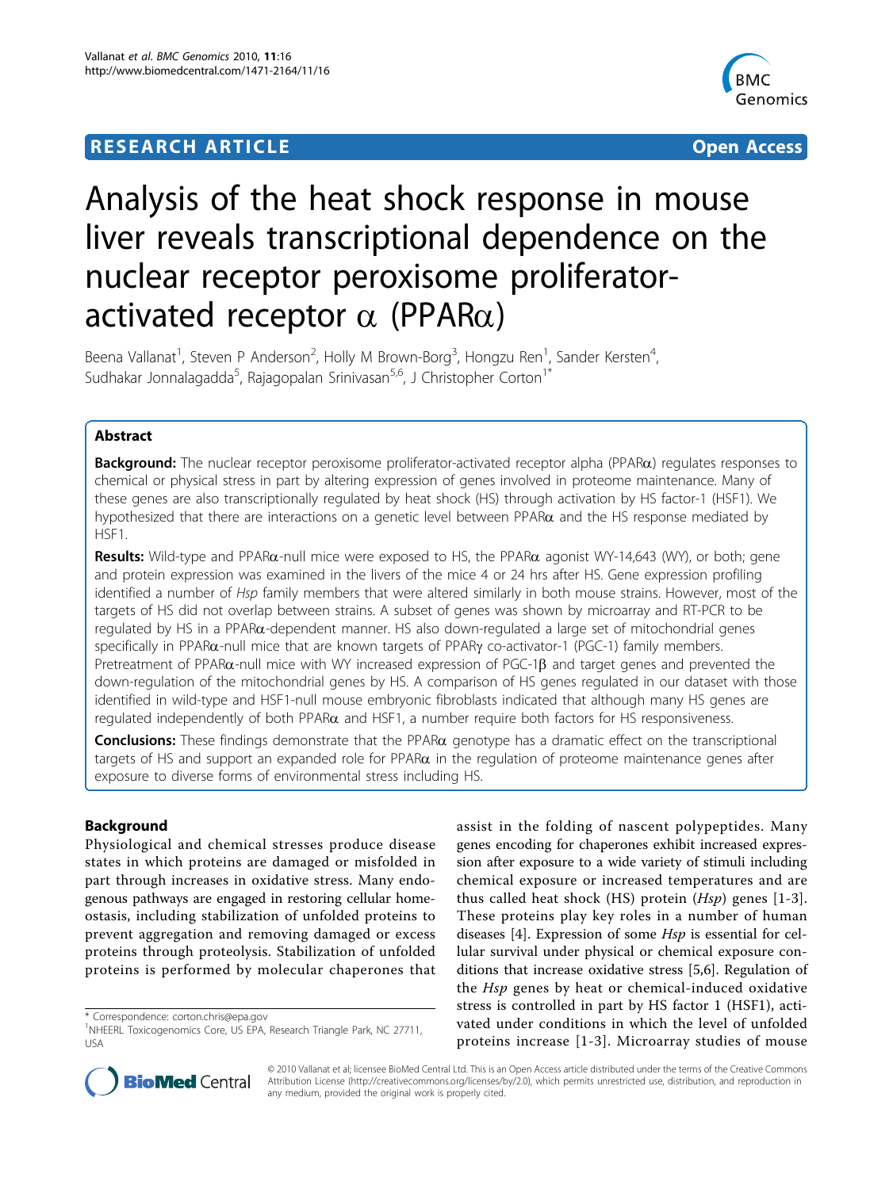# RESEARCH ARTICLE

**Open Access**

# Analysis of the heat shock response in mouse liver reveals transcriptional dependence on the nuclear receptor peroxisome proliferator-activated receptor α (PPARα)

Beena Vallanat[1], Steven P Anderson[2], Holly M Brown-Borg[3], Hongzu Ren[1], Sander Kersten[4], Sudhakar Jonnalagadda[5], Rajagopalan Srinivasan[5,6], J Christopher Corton[1]*

## Abstract

**Background:** The nuclear receptor peroxisome proliferator-activated receptor alpha (PPARα) regulates responses to chemical or physical stress in part by altering expression of genes involved in proteome maintenance. Many of these genes are also transcriptionally regulated by heat shock (HS) through activation by HS factor-1 (HSF1). We hypothesized that there are interactions on a genetic level between PPARα and the HS response mediated by HSF1.

**Results:** Wild-type and PPARα-null mice were exposed to HS, the PPARα agonist WY-14,643 (WY), or both; gene and protein expression was examined in the livers of the mice 4 or 24 hrs after HS. Gene expression profiling identified a number of *Hsp* family members that were altered similarly in both mouse strains. However, most of the targets of HS did not overlap between strains. A subset of genes was shown by microarray and RT-PCR to be regulated by HS in a PPARα-dependent manner. HS also down-regulated a large set of mitochondrial genes specifically in PPARα-null mice that are known targets of PPARγ co-activator-1 (PGC-1) family members. Pretreatment of PPARα-null mice with WY increased expression of PGC-1β and target genes and prevented the down-regulation of the mitochondrial genes by HS. A comparison of HS genes regulated in our dataset with those identified in wild-type and HSF1-null mouse embryonic fibroblasts indicated that although many HS genes are regulated independently of both PPARα and HSF1, a number require both factors for HS responsiveness.

**Conclusions:** These findings demonstrate that the PPARα genotype has a dramatic effect on the transcriptional targets of HS and support an expanded role for PPARα in the regulation of proteome maintenance genes after exposure to diverse forms of environmental stress including HS.

## Background

Physiological and chemical stresses produce disease states in which proteins are damaged or misfolded in part through increases in oxidative stress. Many endogenous pathways are engaged in restoring cellular homeostasis, including stabilization of unfolded proteins to prevent aggregation and removing damaged or excess proteins through proteolysis. Stabilization of unfolded proteins is performed by molecular chaperones that assist in the folding of nascent polypeptides. Many genes encoding for chaperones exhibit increased expression after exposure to a wide variety of stimuli including chemical exposure or increased temperatures and are thus called heat shock (HS) protein (*Hsp*) genes [1-3]. These proteins play key roles in a number of human diseases [4]. Expression of some *Hsp* is essential for cellular survival under physical or chemical exposure conditions that increase oxidative stress [5,6]. Regulation of the *Hsp* genes by heat or chemical-induced oxidative stress is controlled in part by HS factor 1 (HSF1), activated under conditions in which the level of unfolded proteins increase [1-3]. Microarray studies of mouse

\* Correspondence: corton.chris@epa.gov
[1]NHEERL Toxicogenomics Core, US EPA, Research Triangle Park, NC 27711, USA

© 2010 Vallanat et al; licensee BioMed Central Ltd. This is an Open Access article distributed under the terms of the Creative Commons Attribution License (http://creativecommons.org/licenses/by/2.0), which permits unrestricted use, distribution, and reproduction in any medium, provided the original work is properly cited.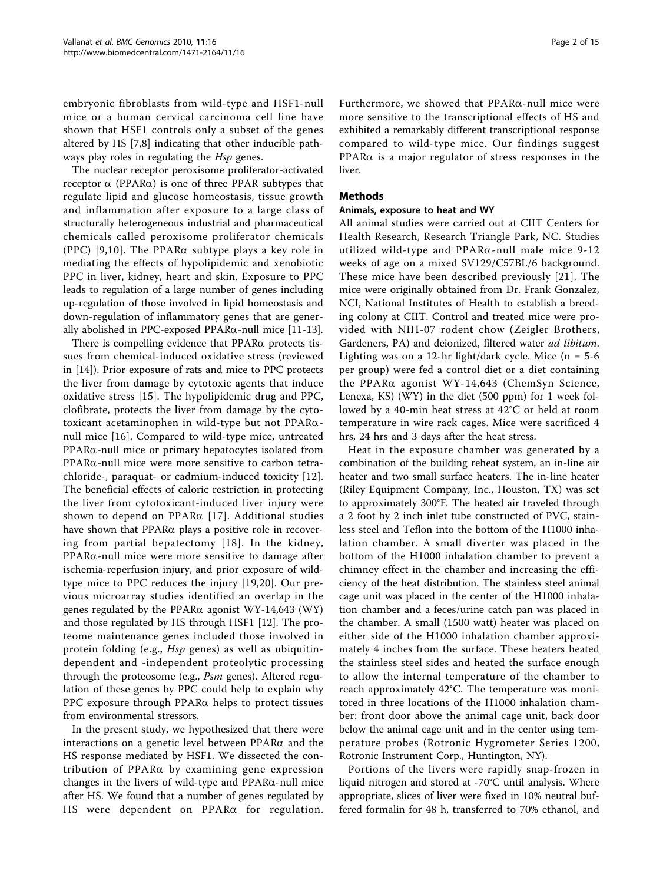embryonic fibroblasts from wild-type and HSF1-null mice or a human cervical carcinoma cell line have shown that HSF1 controls only a subset of the genes altered by HS [7,8] indicating that other inducible pathways play roles in regulating the *Hsp* genes.

The nuclear receptor peroxisome proliferator-activated receptor α (PPARα) is one of three PPAR subtypes that regulate lipid and glucose homeostasis, tissue growth and inflammation after exposure to a large class of structurally heterogeneous industrial and pharmaceutical chemicals called peroxisome proliferator chemicals (PPC) [9,10]. The PPARα subtype plays a key role in mediating the effects of hypolipidemic and xenobiotic PPC in liver, kidney, heart and skin. Exposure to PPC leads to regulation of a large number of genes including up-regulation of those involved in lipid homeostasis and down-regulation of inflammatory genes that are generally abolished in PPC-exposed PPARα-null mice [11-13].

There is compelling evidence that PPARα protects tissues from chemical-induced oxidative stress (reviewed in [14]). Prior exposure of rats and mice to PPC protects the liver from damage by cytotoxic agents that induce oxidative stress [15]. The hypolipidemic drug and PPC, clofibrate, protects the liver from damage by the cytotoxicant acetaminophen in wild-type but not PPARα-null mice [16]. Compared to wild-type mice, untreated PPARα-null mice or primary hepatocytes isolated from PPARα-null mice were more sensitive to carbon tetrachloride-, paraquat- or cadmium-induced toxicity [12]. The beneficial effects of caloric restriction in protecting the liver from cytotoxicant-induced liver injury were shown to depend on PPARα [17]. Additional studies have shown that PPARα plays a positive role in recovering from partial hepatectomy [18]. In the kidney, PPARα-null mice were more sensitive to damage after ischemia-reperfusion injury, and prior exposure of wild-type mice to PPC reduces the injury [19,20]. Our previous microarray studies identified an overlap in the genes regulated by the PPARα agonist WY-14,643 (WY) and those regulated by HS through HSF1 [12]. The proteome maintenance genes included those involved in protein folding (e.g., *Hsp* genes) as well as ubiquitin-dependent and -independent proteolytic processing through the proteosome (e.g., *Psm* genes). Altered regulation of these genes by PPC could help to explain why PPC exposure through PPARα helps to protect tissues from environmental stressors.

In the present study, we hypothesized that there were interactions on a genetic level between PPARα and the HS response mediated by HSF1. We dissected the contribution of PPARα by examining gene expression changes in the livers of wild-type and PPARα-null mice after HS. We found that a number of genes regulated by HS were dependent on PPARα for regulation. Furthermore, we showed that PPARα-null mice were more sensitive to the transcriptional effects of HS and exhibited a remarkably different transcriptional response compared to wild-type mice. Our findings suggest PPARα is a major regulator of stress responses in the liver.

## Methods

### Animals, exposure to heat and WY

All animal studies were carried out at CIIT Centers for Health Research, Research Triangle Park, NC. Studies utilized wild-type and PPARα-null male mice 9-12 weeks of age on a mixed SV129/C57BL/6 background. These mice have been described previously [21]. The mice were originally obtained from Dr. Frank Gonzalez, NCI, National Institutes of Health to establish a breeding colony at CIIT. Control and treated mice were provided with NIH-07 rodent chow (Zeigler Brothers, Gardeners, PA) and deionized, filtered water *ad libitum*. Lighting was on a 12-hr light/dark cycle. Mice (n = 5-6 per group) were fed a control diet or a diet containing the PPARα agonist WY-14,643 (ChemSyn Science, Lenexa, KS) (WY) in the diet (500 ppm) for 1 week followed by a 40-min heat stress at 42°C or held at room temperature in wire rack cages. Mice were sacrificed 4 hrs, 24 hrs and 3 days after the heat stress.

Heat in the exposure chamber was generated by a combination of the building reheat system, an in-line air heater and two small surface heaters. The in-line heater (Riley Equipment Company, Inc., Houston, TX) was set to approximately 300°F. The heated air traveled through a 2 foot by 2 inch inlet tube constructed of PVC, stainless steel and Teflon into the bottom of the H1000 inhalation chamber. A small diverter was placed in the bottom of the H1000 inhalation chamber to prevent a chimney effect in the chamber and increasing the efficiency of the heat distribution. The stainless steel animal cage unit was placed in the center of the H1000 inhalation chamber and a feces/urine catch pan was placed in the chamber. A small (1500 watt) heater was placed on either side of the H1000 inhalation chamber approximately 4 inches from the surface. These heaters heated the stainless steel sides and heated the surface enough to allow the internal temperature of the chamber to reach approximately 42°C. The temperature was monitored in three locations of the H1000 inhalation chamber: front door above the animal cage unit, back door below the animal cage unit and in the center using temperature probes (Rotronic Hygrometer Series 1200, Rotronic Instrument Corp., Huntington, NY).

Portions of the livers were rapidly snap-frozen in liquid nitrogen and stored at -70°C until analysis. Where appropriate, slices of liver were fixed in 10% neutral buffered formalin for 48 h, transferred to 70% ethanol, and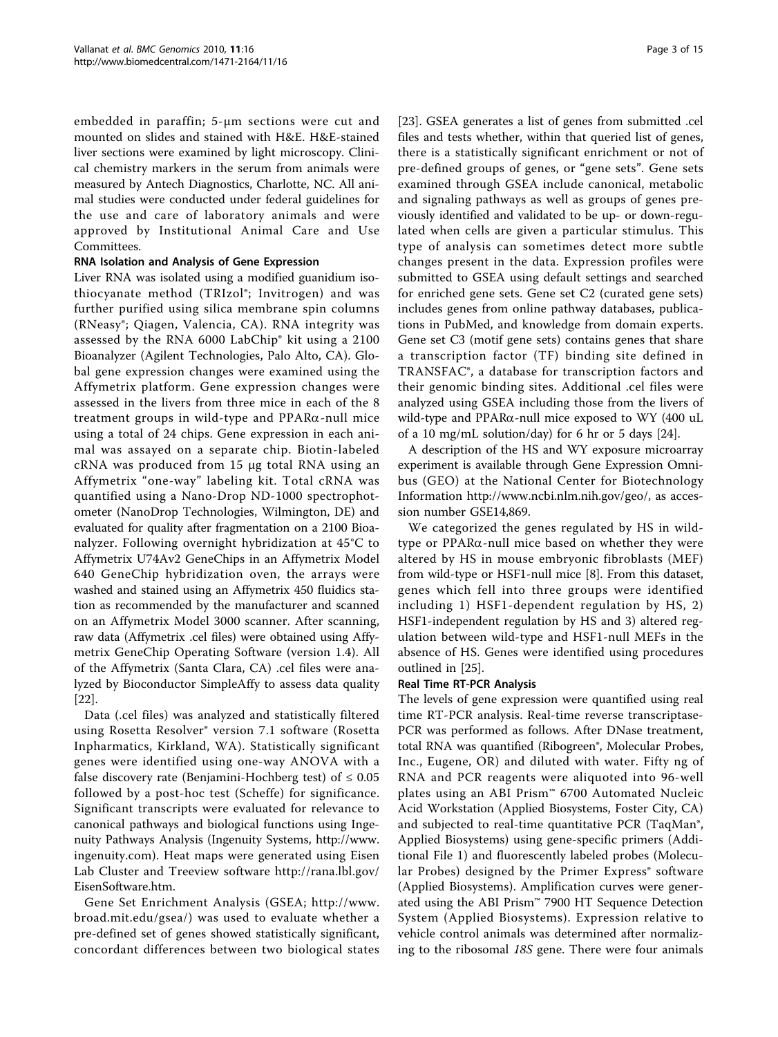embedded in paraffin; 5-μm sections were cut and mounted on slides and stained with H&E. H&E-stained liver sections were examined by light microscopy. Clinical chemistry markers in the serum from animals were measured by Antech Diagnostics, Charlotte, NC. All animal studies were conducted under federal guidelines for the use and care of laboratory animals and were approved by Institutional Animal Care and Use Committees.

#### RNA Isolation and Analysis of Gene Expression

Liver RNA was isolated using a modified guanidium isothiocyanate method (TRIzol®; Invitrogen) and was further purified using silica membrane spin columns (RNeasy®; Qiagen, Valencia, CA). RNA integrity was assessed by the RNA 6000 LabChip® kit using a 2100 Bioanalyzer (Agilent Technologies, Palo Alto, CA). Global gene expression changes were examined using the Affymetrix platform. Gene expression changes were assessed in the livers from three mice in each of the 8 treatment groups in wild-type and PPARα-null mice using a total of 24 chips. Gene expression in each animal was assayed on a separate chip. Biotin-labeled cRNA was produced from 15 μg total RNA using an Affymetrix "one-way" labeling kit. Total cRNA was quantified using a Nano-Drop ND-1000 spectrophotometer (NanoDrop Technologies, Wilmington, DE) and evaluated for quality after fragmentation on a 2100 Bioanalyzer. Following overnight hybridization at 45°C to Affymetrix U74Av2 GeneChips in an Affymetrix Model 640 GeneChip hybridization oven, the arrays were washed and stained using an Affymetrix 450 fluidics station as recommended by the manufacturer and scanned on an Affymetrix Model 3000 scanner. After scanning, raw data (Affymetrix .cel files) were obtained using Affymetrix GeneChip Operating Software (version 1.4). All of the Affymetrix (Santa Clara, CA) .cel files were analyzed by Bioconductor SimpleAffy to assess data quality [22].

Data (.cel files) was analyzed and statistically filtered using Rosetta Resolver® version 7.1 software (Rosetta Inpharmatics, Kirkland, WA). Statistically significant genes were identified using one-way ANOVA with a false discovery rate (Benjamini-Hochberg test) of ≤ 0.05 followed by a post-hoc test (Scheffe) for significance. Significant transcripts were evaluated for relevance to canonical pathways and biological functions using Ingenuity Pathways Analysis (Ingenuity Systems, http://www.ingenuity.com). Heat maps were generated using Eisen Lab Cluster and Treeview software http://rana.lbl.gov/EisenSoftware.htm.

Gene Set Enrichment Analysis (GSEA; http://www.broad.mit.edu/gsea/) was used to evaluate whether a pre-defined set of genes showed statistically significant, concordant differences between two biological states [23]. GSEA generates a list of genes from submitted .cel files and tests whether, within that queried list of genes, there is a statistically significant enrichment or not of pre-defined groups of genes, or "gene sets". Gene sets examined through GSEA include canonical, metabolic and signaling pathways as well as groups of genes previously identified and validated to be up- or down-regulated when cells are given a particular stimulus. This type of analysis can sometimes detect more subtle changes present in the data. Expression profiles were submitted to GSEA using default settings and searched for enriched gene sets. Gene set C2 (curated gene sets) includes genes from online pathway databases, publications in PubMed, and knowledge from domain experts. Gene set C3 (motif gene sets) contains genes that share a transcription factor (TF) binding site defined in TRANSFAC®, a database for transcription factors and their genomic binding sites. Additional .cel files were analyzed using GSEA including those from the livers of wild-type and PPARα-null mice exposed to WY (400 uL of a 10 mg/mL solution/day) for 6 hr or 5 days [24].

A description of the HS and WY exposure microarray experiment is available through Gene Expression Omnibus (GEO) at the National Center for Biotechnology Information http://www.ncbi.nlm.nih.gov/geo/, as accession number GSE14,869.

We categorized the genes regulated by HS in wild-type or PPARα-null mice based on whether they were altered by HS in mouse embryonic fibroblasts (MEF) from wild-type or HSF1-null mice [8]. From this dataset, genes which fell into three groups were identified including 1) HSF1-dependent regulation by HS, 2) HSF1-independent regulation by HS and 3) altered regulation between wild-type and HSF1-null MEFs in the absence of HS. Genes were identified using procedures outlined in [25].

#### Real Time RT-PCR Analysis

The levels of gene expression were quantified using real time RT-PCR analysis. Real-time reverse transcriptase-PCR was performed as follows. After DNase treatment, total RNA was quantified (Ribogreen®, Molecular Probes, Inc., Eugene, OR) and diluted with water. Fifty ng of RNA and PCR reagents were aliquoted into 96-well plates using an ABI Prism™ 6700 Automated Nucleic Acid Workstation (Applied Biosystems, Foster City, CA) and subjected to real-time quantitative PCR (TaqMan®, Applied Biosystems) using gene-specific primers (Additional File 1) and fluorescently labeled probes (Molecular Probes) designed by the Primer Express® software (Applied Biosystems). Amplification curves were generated using the ABI Prism™ 7900 HT Sequence Detection System (Applied Biosystems). Expression relative to vehicle control animals was determined after normalizing to the ribosomal *18S* gene. There were four animals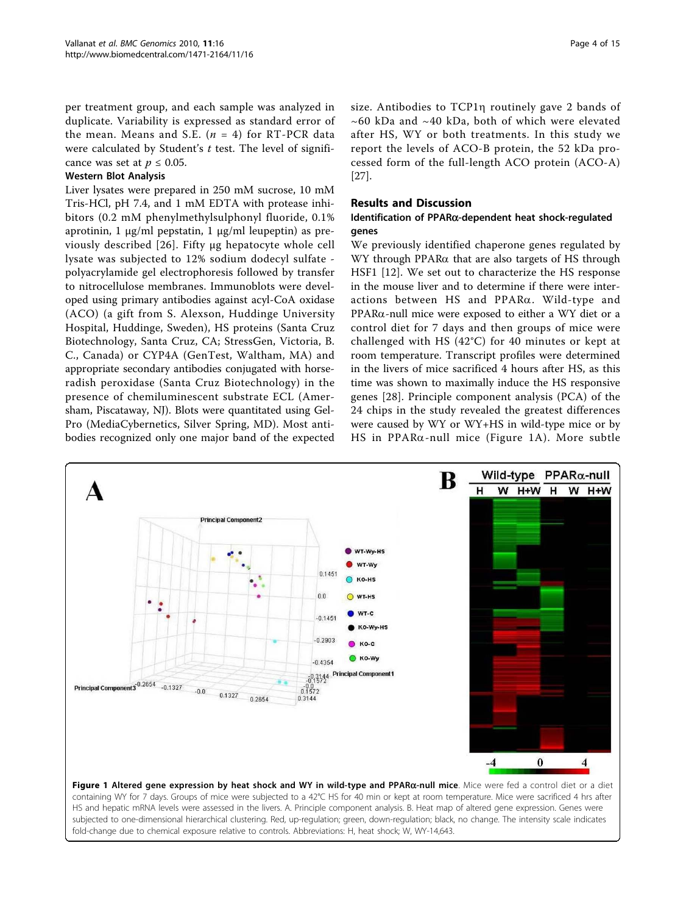per treatment group, and each sample was analyzed in duplicate. Variability is expressed as standard error of the mean. Means and S.E. ($n$ = 4) for RT-PCR data were calculated by Student's $t$ test. The level of significance was set at $p \leq 0.05$.

**Western Blot Analysis**

Liver lysates were prepared in 250 mM sucrose, 10 mM Tris-HCl, pH 7.4, and 1 mM EDTA with protease inhibitors (0.2 mM phenylmethylsulphonyl fluoride, 0.1% aprotinin, 1 μg/ml pepstatin, 1 μg/ml leupeptin) as previously described [26]. Fifty μg hepatocyte whole cell lysate was subjected to 12% sodium dodecyl sulfate - polyacrylamide gel electrophoresis followed by transfer to nitrocellulose membranes. Immunoblots were developed using primary antibodies against acyl-CoA oxidase (ACO) (a gift from S. Alexson, Huddinge University Hospital, Huddinge, Sweden), HS proteins (Santa Cruz Biotechnology, Santa Cruz, CA; StressGen, Victoria, B. C., Canada) or CYP4A (GenTest, Waltham, MA) and appropriate secondary antibodies conjugated with horseradish peroxidase (Santa Cruz Biotechnology) in the presence of chemiluminescent substrate ECL (Amersham, Piscataway, NJ). Blots were quantitated using Gel-Pro (MediaCybernetics, Silver Spring, MD). Most antibodies recognized only one major band of the expected size. Antibodies to TCP1η routinely gave 2 bands of ~60 kDa and ~40 kDa, both of which were elevated after HS, WY or both treatments. In this study we report the levels of ACO-B protein, the 52 kDa processed form of the full-length ACO protein (ACO-A) [27].

## Results and Discussion

### Identification of PPARα-dependent heat shock-regulated genes

We previously identified chaperone genes regulated by WY through PPARα that are also targets of HS through HSF1 [12]. We set out to characterize the HS response in the mouse liver and to determine if there were interactions between HS and PPARα. Wild-type and PPARα-null mice were exposed to either a WY diet or a control diet for 7 days and then groups of mice were challenged with HS (42°C) for 40 minutes or kept at room temperature. Transcript profiles were determined in the livers of mice sacrificed 4 hours after HS, as this time was shown to maximally induce the HS responsive genes [28]. Principle component analysis (PCA) of the 24 chips in the study revealed the greatest differences were caused by WY or WY+HS in wild-type mice or by HS in PPARα-null mice (Figure 1A). More subtle

**Figure 1 Altered gene expression by heat shock and WY in wild-type and PPARα-null mice**. Mice were fed a control diet or a diet containing WY for 7 days. Groups of mice were subjected to a 42°C HS for 40 min or kept at room temperature. Mice were sacrificed 4 hrs after HS and hepatic mRNA levels were assessed in the livers. A. Principle component analysis. B. Heat map of altered gene expression. Genes were subjected to one-dimensional hierarchical clustering. Red, up-regulation; green, down-regulation; black, no change. The intensity scale indicates fold-change due to chemical exposure relative to controls. Abbreviations: H, heat shock; W, WY-14,643.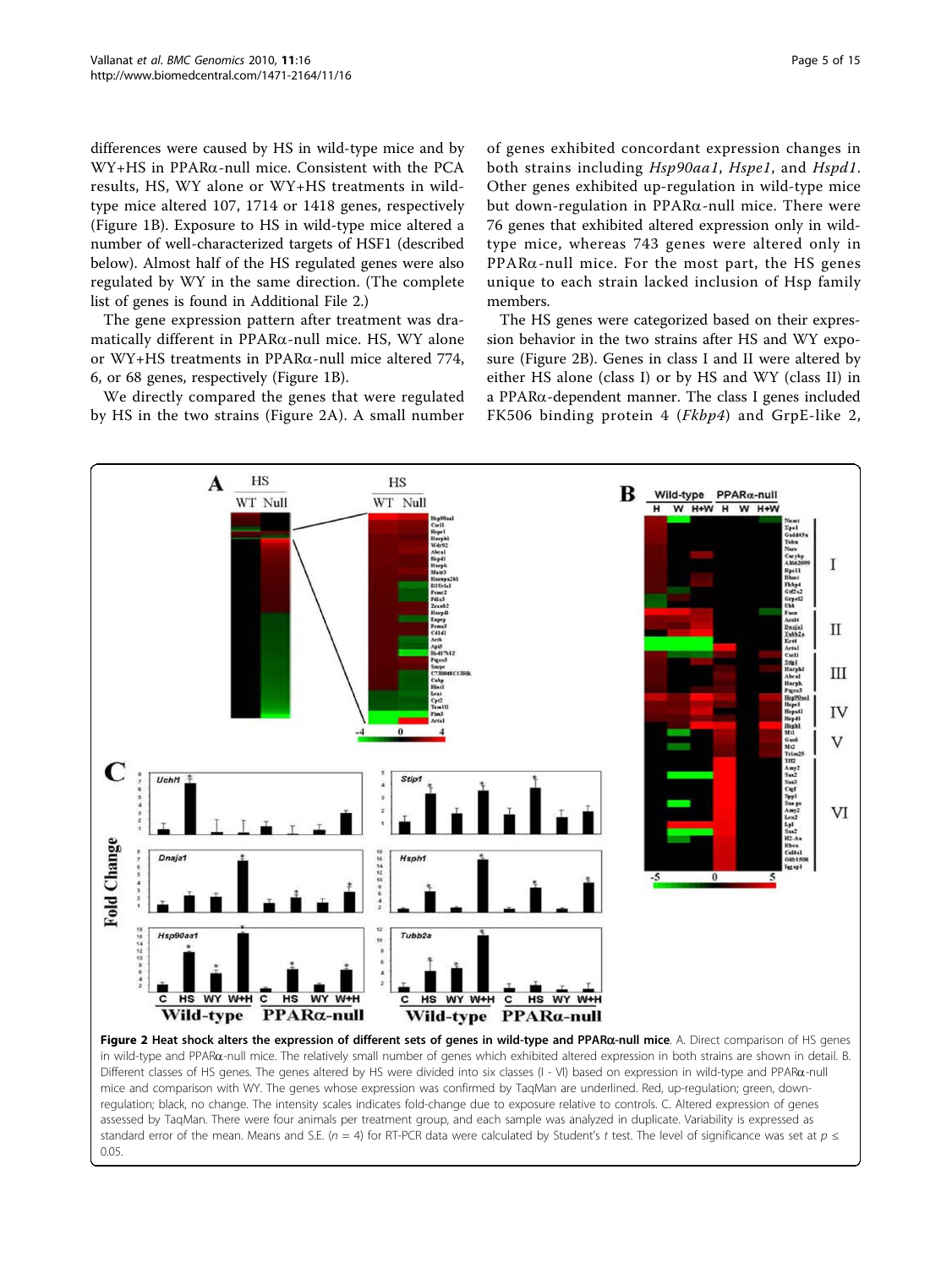differences were caused by HS in wild-type mice and by WY+HS in PPARα-null mice. Consistent with the PCA results, HS, WY alone or WY+HS treatments in wild-type mice altered 107, 1714 or 1418 genes, respectively (Figure 1B). Exposure to HS in wild-type mice altered a number of well-characterized targets of HSF1 (described below). Almost half of the HS regulated genes were also regulated by WY in the same direction. (The complete list of genes is found in Additional File 2.)

The gene expression pattern after treatment was dramatically different in PPARα-null mice. HS, WY alone or WY+HS treatments in PPARα-null mice altered 774, 6, or 68 genes, respectively (Figure 1B).

We directly compared the genes that were regulated by HS in the two strains (Figure 2A). A small number of genes exhibited concordant expression changes in both strains including *Hsp90aa1*, *Hspe1*, and *Hspd1*. Other genes exhibited up-regulation in wild-type mice but down-regulation in PPARα-null mice. There were 76 genes that exhibited altered expression only in wild-type mice, whereas 743 genes were altered only in PPARα-null mice. For the most part, the HS genes unique to each strain lacked inclusion of Hsp family members.

The HS genes were categorized based on their expression behavior in the two strains after HS and WY exposure (Figure 2B). Genes in class I and II were altered by either HS alone (class I) or by HS and WY (class II) in a PPARα-dependent manner. The class I genes included FK506 binding protein 4 (*Fkbp4*) and GrpE-like 2,

**Figure 2 Heat shock alters the expression of different sets of genes in wild-type and PPARα-null mice**. A. Direct comparison of HS genes in wild-type and PPARα-null mice. The relatively small number of genes which exhibited altered expression in both strains are shown in detail. B. Different classes of HS genes. The genes altered by HS were divided into six classes (I - VI) based on expression in wild-type and PPARα-null mice and comparison with WY. The genes whose expression was confirmed by TaqMan are underlined. Red, up-regulation; green, down-regulation; black, no change. The intensity scales indicates fold-change due to exposure relative to controls. C. Altered expression of genes assessed by TaqMan. There were four animals per treatment group, and each sample was analyzed in duplicate. Variability is expressed as standard error of the mean. Means and S.E. ($n = 4$) for RT-PCR data were calculated by Student's $t$ test. The level of significance was set at $p \leq 0.05$.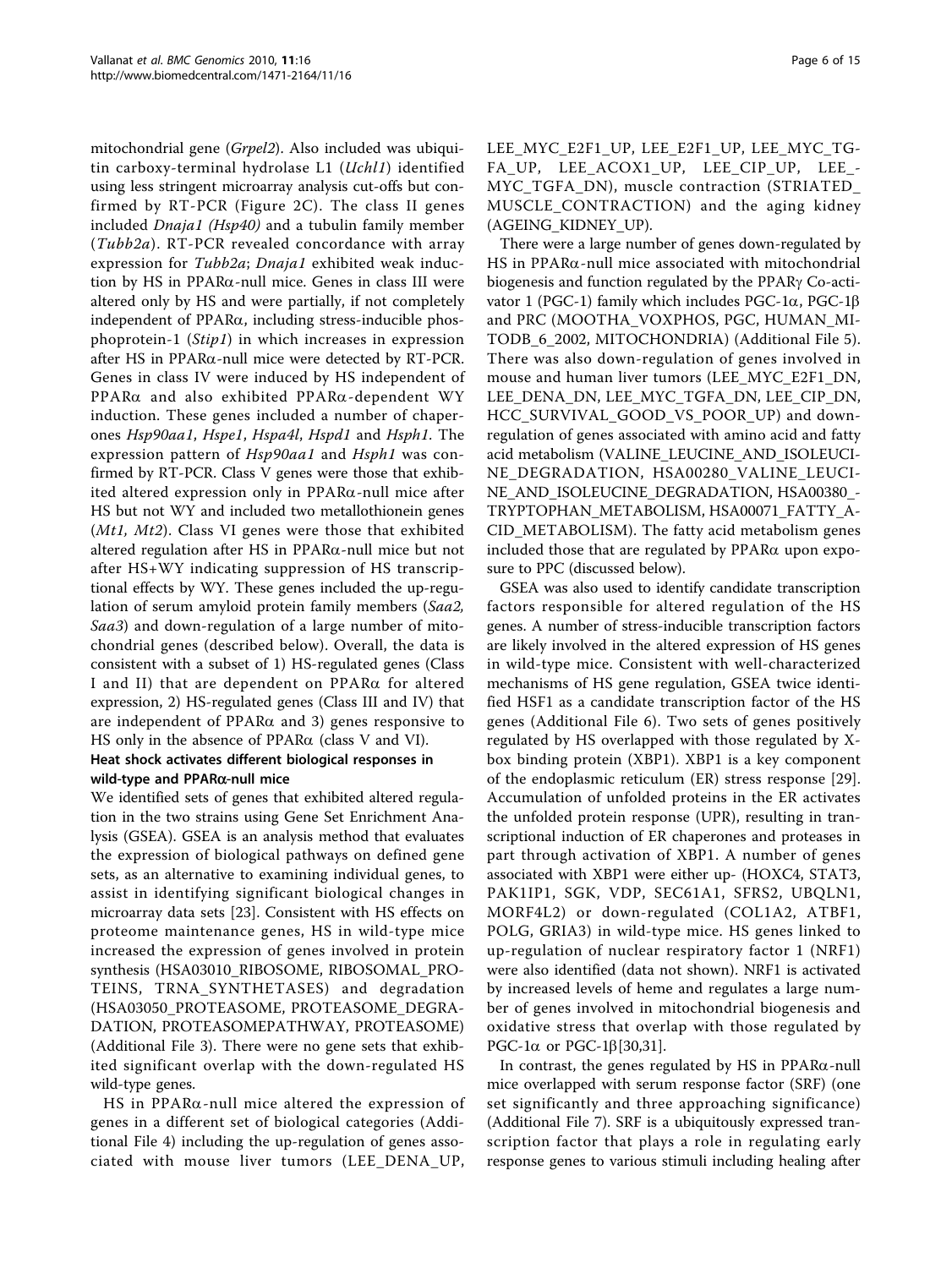mitochondrial gene (*Grpel2*). Also included was ubiquitin carboxy-terminal hydrolase L1 (*Uchl1*) identified using less stringent microarray analysis cut-offs but confirmed by RT-PCR (Figure 2C). The class II genes included *Dnaja1 (Hsp40)* and a tubulin family member (*Tubb2a*). RT-PCR revealed concordance with array expression for *Tubb2a*; *Dnaja1* exhibited weak induction by HS in PPARα-null mice. Genes in class III were altered only by HS and were partially, if not completely independent of PPARα, including stress-inducible phosphoprotein-1 (*Stip1*) in which increases in expression after HS in PPARα-null mice were detected by RT-PCR. Genes in class IV were induced by HS independent of PPARα and also exhibited PPARα-dependent WY induction. These genes included a number of chaperones *Hsp90aa1*, *Hspe1*, *Hspa4l*, *Hspd1* and *Hsph1*. The expression pattern of *Hsp90aa1* and *Hsph1* was confirmed by RT-PCR. Class V genes were those that exhibited altered expression only in PPARα-null mice after HS but not WY and included two metallothionein genes (*Mt1, Mt2*). Class VI genes were those that exhibited altered regulation after HS in PPARα-null mice but not after HS+WY indicating suppression of HS transcriptional effects by WY. These genes included the up-regulation of serum amyloid protein family members (*Saa2, Saa3*) and down-regulation of a large number of mitochondrial genes (described below). Overall, the data is consistent with a subset of 1) HS-regulated genes (Class I and II) that are dependent on PPARα for altered expression, 2) HS-regulated genes (Class III and IV) that are independent of PPARα and 3) genes responsive to HS only in the absence of PPARα (class V and VI).

### Heat shock activates different biological responses in wild-type and PPARα-null mice

We identified sets of genes that exhibited altered regulation in the two strains using Gene Set Enrichment Analysis (GSEA). GSEA is an analysis method that evaluates the expression of biological pathways on defined gene sets, as an alternative to examining individual genes, to assist in identifying significant biological changes in microarray data sets [23]. Consistent with HS effects on proteome maintenance genes, HS in wild-type mice increased the expression of genes involved in protein synthesis (HSA03010_RIBOSOME, RIBOSOMAL_PROTEINS, TRNA_SYNTHETASES) and degradation (HSA03050_PROTEASOME, PROTEASOME_DEGRADATION, PROTEASOMEPATHWAY, PROTEASOME) (Additional File 3). There were no gene sets that exhibited significant overlap with the down-regulated HS wild-type genes.

HS in PPARα-null mice altered the expression of genes in a different set of biological categories (Additional File 4) including the up-regulation of genes associated with mouse liver tumors (LEE_DENA_UP, LEE_MYC_E2F1_UP, LEE_E2F1_UP, LEE_MYC_TGFA_UP, LEE_ACOX1_UP, LEE_CIP_UP, LEE_MYC_TGFA_DN), muscle contraction (STRIATED_MUSCLE_CONTRACTION) and the aging kidney (AGEING_KIDNEY_UP).

There were a large number of genes down-regulated by HS in PPARα-null mice associated with mitochondrial biogenesis and function regulated by the PPARγ Co-activator 1 (PGC-1) family which includes PGC-1α, PGC-1β and PRC (MOOTHA_VOXPHOS, PGC, HUMAN_MITODB_6_2002, MITOCHONDRIA) (Additional File 5). There was also down-regulation of genes involved in mouse and human liver tumors (LEE_MYC_E2F1_DN, LEE_DENA_DN, LEE_MYC_TGFA_DN, LEE_CIP_DN, HCC_SURVIVAL_GOOD_VS_POOR_UP) and down-regulation of genes associated with amino acid and fatty acid metabolism (VALINE_LEUCINE_AND_ISOLEUCINE_DEGRADATION, HSA00280_VALINE_LEUCINE_AND_ISOLEUCINE_DEGRADATION, HSA00380_TRYPTOPHAN_METABOLISM, HSA00071_FATTY_ACID_METABOLISM). The fatty acid metabolism genes included those that are regulated by PPARα upon exposure to PPC (discussed below).

GSEA was also used to identify candidate transcription factors responsible for altered regulation of the HS genes. A number of stress-inducible transcription factors are likely involved in the altered expression of HS genes in wild-type mice. Consistent with well-characterized mechanisms of HS gene regulation, GSEA twice identified HSF1 as a candidate transcription factor of the HS genes (Additional File 6). Two sets of genes positively regulated by HS overlapped with those regulated by X-box binding protein (XBP1). XBP1 is a key component of the endoplasmic reticulum (ER) stress response [29]. Accumulation of unfolded proteins in the ER activates the unfolded protein response (UPR), resulting in transcriptional induction of ER chaperones and proteases in part through activation of XBP1. A number of genes associated with XBP1 were either up- (HOXC4, STAT3, PAK1IP1, SGK, VDP, SEC61A1, SFRS2, UBQLN1, MORF4L2) or down-regulated (COL1A2, ATBF1, POLG, GRIA3) in wild-type mice. HS genes linked to up-regulation of nuclear respiratory factor 1 (NRF1) were also identified (data not shown). NRF1 is activated by increased levels of heme and regulates a large number of genes involved in mitochondrial biogenesis and oxidative stress that overlap with those regulated by PGC-1α or PGC-1β [30,31].

In contrast, the genes regulated by HS in PPARα-null mice overlapped with serum response factor (SRF) (one set significantly and three approaching significance) (Additional File 7). SRF is a ubiquitously expressed transcription factor that plays a role in regulating early response genes to various stimuli including healing after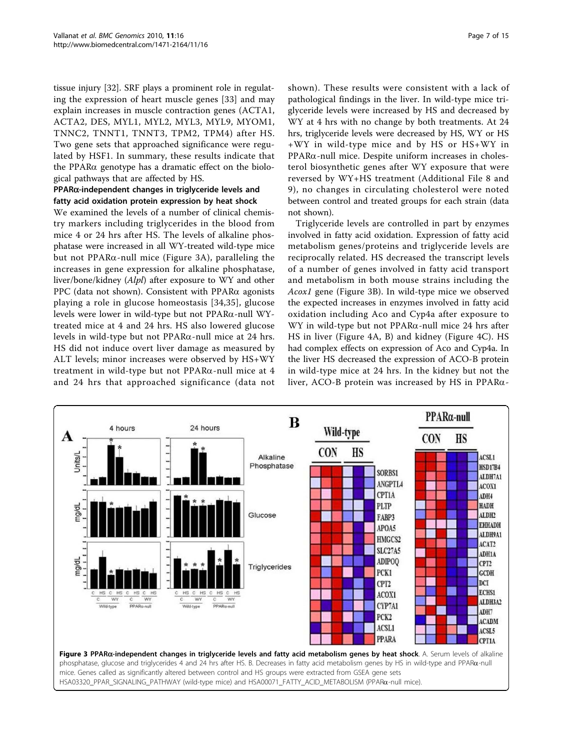tissue injury [32]. SRF plays a prominent role in regulating the expression of heart muscle genes [33] and may explain increases in muscle contraction genes (ACTA1, ACTA2, DES, MYL1, MYL2, MYL3, MYL9, MYOM1, TNNC2, TNNT1, TNNT3, TPM2, TPM4) after HS. Two gene sets that approached significance were regulated by HSF1. In summary, these results indicate that the PPARα genotype has a dramatic effect on the biological pathways that are affected by HS.

#### PPARα-independent changes in triglyceride levels and fatty acid oxidation protein expression by heat shock

We examined the levels of a number of clinical chemistry markers including triglycerides in the blood from mice 4 or 24 hrs after HS. The levels of alkaline phosphatase were increased in all WY-treated wild-type mice but not PPARα-null mice (Figure 3A), paralleling the increases in gene expression for alkaline phosphatase, liver/bone/kidney (*Alpl*) after exposure to WY and other PPC (data not shown). Consistent with PPARα agonists playing a role in glucose homeostasis [34,35], glucose levels were lower in wild-type but not PPARα-null WY-treated mice at 4 and 24 hrs. HS also lowered glucose levels in wild-type but not PPARα-null mice at 24 hrs. HS did not induce overt liver damage as measured by ALT levels; minor increases were observed by HS+WY treatment in wild-type but not PPARα-null mice at 4 and 24 hrs that approached significance (data not shown). These results were consistent with a lack of pathological findings in the liver. In wild-type mice triglyceride levels were increased by HS and decreased by WY at 4 hrs with no change by both treatments. At 24 hrs, triglyceride levels were decreased by HS, WY or HS +WY in wild-type mice and by HS or HS+WY in PPARα-null mice. Despite uniform increases in cholesterol biosynthetic genes after WY exposure that were reversed by WY+HS treatment (Additional File 8 and 9), no changes in circulating cholesterol were noted between control and treated groups for each strain (data not shown).

Triglyceride levels are controlled in part by enzymes involved in fatty acid oxidation. Expression of fatty acid metabolism genes/proteins and triglyceride levels are reciprocally related. HS decreased the transcript levels of a number of genes involved in fatty acid transport and metabolism in both mouse strains including the *Acox1* gene (Figure 3B). In wild-type mice we observed the expected increases in enzymes involved in fatty acid oxidation including Aco and Cyp4a after exposure to WY in wild-type but not PPARα-null mice 24 hrs after HS in liver (Figure 4A, B) and kidney (Figure 4C). HS had complex effects on expression of Aco and Cyp4a. In the liver HS decreased the expression of ACO-B protein in wild-type mice at 24 hrs. In the kidney but not the liver, ACO-B protein was increased by HS in PPARα-

**Figure 3 PPARα-independent changes in triglyceride levels and fatty acid metabolism genes by heat shock**. A. Serum levels of alkaline phosphatase, glucose and triglycerides 4 and 24 hrs after HS. B. Decreases in fatty acid metabolism genes by HS in wild-type and PPARα-null mice. Genes called as significantly altered between control and HS groups were extracted from GSEA gene sets HSA03320_PPAR_SIGNALING_PATHWAY (wild-type mice) and HSA00071_FATTY_ACID_METABOLISM (PPARα-null mice).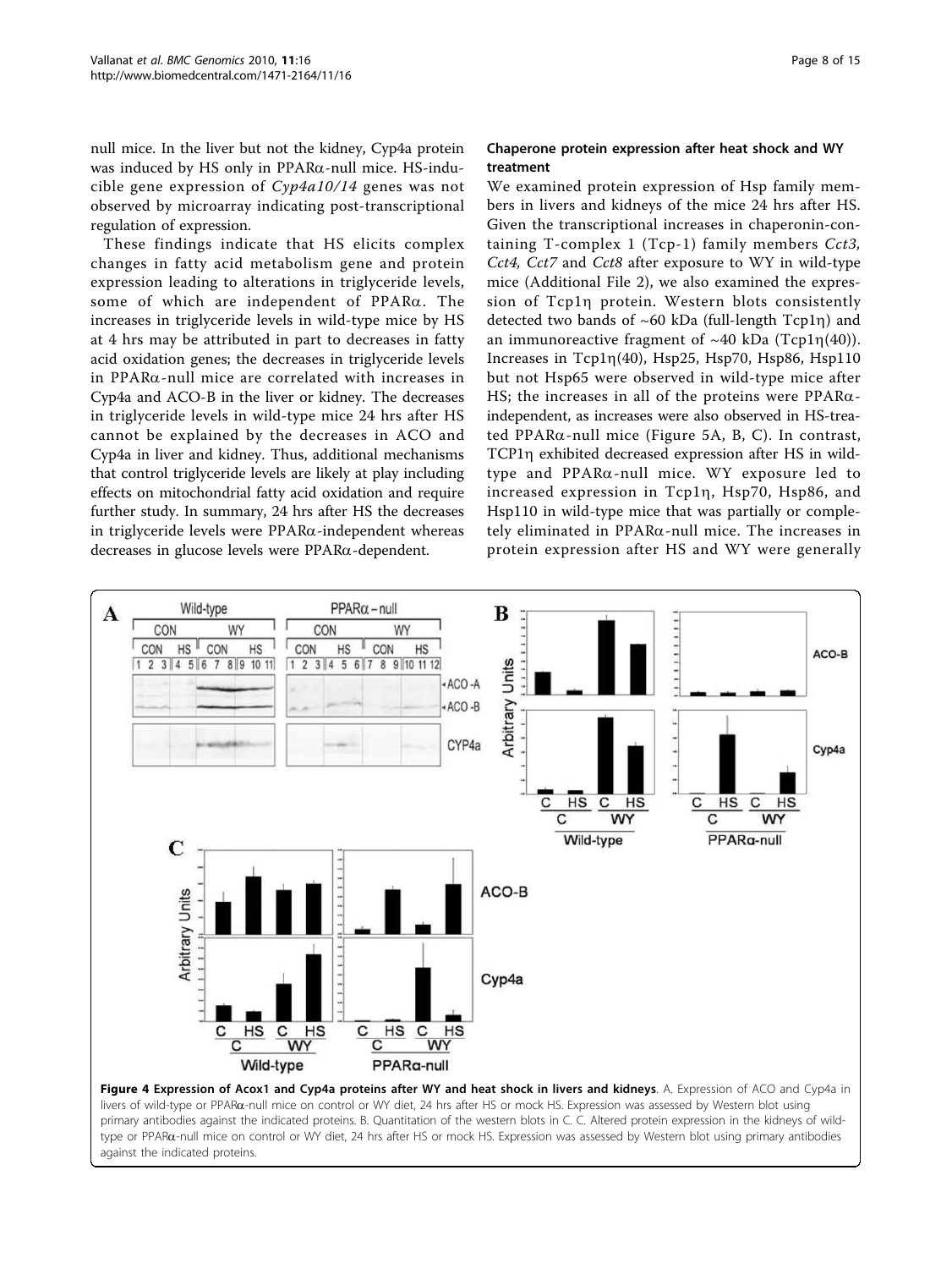null mice. In the liver but not the kidney, Cyp4a protein was induced by HS only in PPARα-null mice. HS-inducible gene expression of *Cyp4a10/14* genes was not observed by microarray indicating post-transcriptional regulation of expression.

These findings indicate that HS elicits complex changes in fatty acid metabolism gene and protein expression leading to alterations in triglyceride levels, some of which are independent of PPARα. The increases in triglyceride levels in wild-type mice by HS at 4 hrs may be attributed in part to decreases in fatty acid oxidation genes; the decreases in triglyceride levels in PPARα-null mice are correlated with increases in Cyp4a and ACO-B in the liver or kidney. The decreases in triglyceride levels in wild-type mice 24 hrs after HS cannot be explained by the decreases in ACO and Cyp4a in liver and kidney. Thus, additional mechanisms that control triglyceride levels are likely at play including effects on mitochondrial fatty acid oxidation and require further study. In summary, 24 hrs after HS the decreases in triglyceride levels were PPARα-independent whereas decreases in glucose levels were PPARα-dependent.

### Chaperone protein expression after heat shock and WY treatment

We examined protein expression of Hsp family members in livers and kidneys of the mice 24 hrs after HS. Given the transcriptional increases in chaperonin-containing T-complex 1 (Tcp-1) family members *Cct3, Cct4, Cct7* and *Cct8* after exposure to WY in wild-type mice (Additional File 2), we also examined the expression of Tcp1η protein. Western blots consistently detected two bands of ~60 kDa (full-length Tcp1η) and an immunoreactive fragment of ~40 kDa (Tcp1η(40)). Increases in Tcp1η(40), Hsp25, Hsp70, Hsp86, Hsp110 but not Hsp65 were observed in wild-type mice after HS; the increases in all of the proteins were PPARα-independent, as increases were also observed in HS-treated PPARα-null mice (Figure 5A, B, C). In contrast, TCP1η exhibited decreased expression after HS in wild-type and PPARα-null mice. WY exposure led to increased expression in Tcp1η, Hsp70, Hsp86, and Hsp110 in wild-type mice that was partially or completely eliminated in PPARα-null mice. The increases in protein expression after HS and WY were generally

**Figure 4 Expression of Acox1 and Cyp4a proteins after WY and heat shock in livers and kidneys**. A. Expression of ACO and Cyp4a in livers of wild-type or PPARα-null mice on control or WY diet, 24 hrs after HS or mock HS. Expression was assessed by Western blot using primary antibodies against the indicated proteins. B. Quantitation of the western blots in C. C. Altered protein expression in the kidneys of wild-type or PPARα-null mice on control or WY diet, 24 hrs after HS or mock HS. Expression was assessed by Western blot using primary antibodies against the indicated proteins.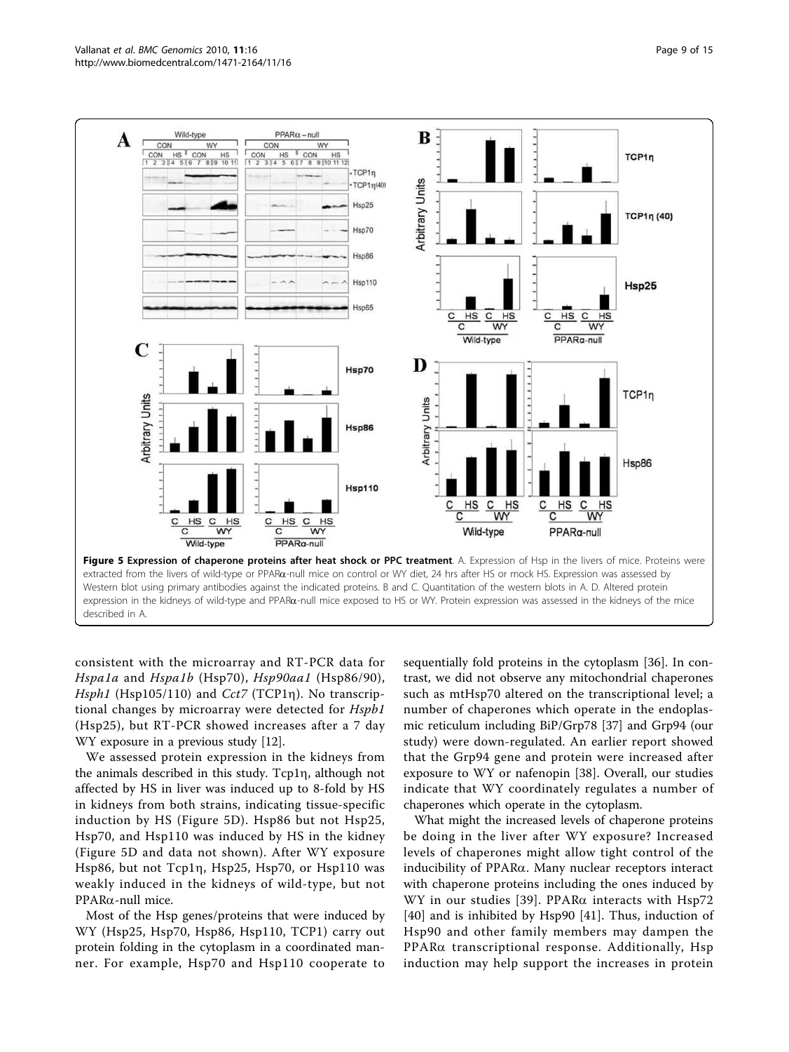**Figure 5 Expression of chaperone proteins after heat shock or PPC treatment**. A. Expression of Hsp in the livers of mice. Proteins were extracted from the livers of wild-type or PPARα-null mice on control or WY diet, 24 hrs after HS or mock HS. Expression was assessed by Western blot using primary antibodies against the indicated proteins. B and C. Quantitation of the western blots in A. D. Altered protein expression in the kidneys of wild-type and PPARα-null mice exposed to HS or WY. Protein expression was assessed in the kidneys of the mice described in A.

consistent with the microarray and RT-PCR data for *Hspa1a* and *Hspa1b* (Hsp70), *Hsp90aa1* (Hsp86/90), *Hsph1* (Hsp105/110) and *Cct7* (TCP1η). No transcriptional changes by microarray were detected for *Hspb1* (Hsp25), but RT-PCR showed increases after a 7 day WY exposure in a previous study [12].

We assessed protein expression in the kidneys from the animals described in this study. Tcp1η, although not affected by HS in liver was induced up to 8-fold by HS in kidneys from both strains, indicating tissue-specific induction by HS (Figure 5D). Hsp86 but not Hsp25, Hsp70, and Hsp110 was induced by HS in the kidney (Figure 5D and data not shown). After WY exposure Hsp86, but not Tcp1η, Hsp25, Hsp70, or Hsp110 was weakly induced in the kidneys of wild-type, but not PPARα-null mice.

Most of the Hsp genes/proteins that were induced by WY (Hsp25, Hsp70, Hsp86, Hsp110, TCP1) carry out protein folding in the cytoplasm in a coordinated manner. For example, Hsp70 and Hsp110 cooperate to sequentially fold proteins in the cytoplasm [36]. In contrast, we did not observe any mitochondrial chaperones such as mtHsp70 altered on the transcriptional level; a number of chaperones which operate in the endoplasmic reticulum including BiP/Grp78 [37] and Grp94 (our study) were down-regulated. An earlier report showed that the Grp94 gene and protein were increased after exposure to WY or nafenopin [38]. Overall, our studies indicate that WY coordinately regulates a number of chaperones which operate in the cytoplasm.

What might the increased levels of chaperone proteins be doing in the liver after WY exposure? Increased levels of chaperones might allow tight control of the inducibility of PPARα. Many nuclear receptors interact with chaperone proteins including the ones induced by WY in our studies [39]. PPARα interacts with Hsp72 [40] and is inhibited by Hsp90 [41]. Thus, induction of Hsp90 and other family members may dampen the PPARα transcriptional response. Additionally, Hsp induction may help support the increases in protein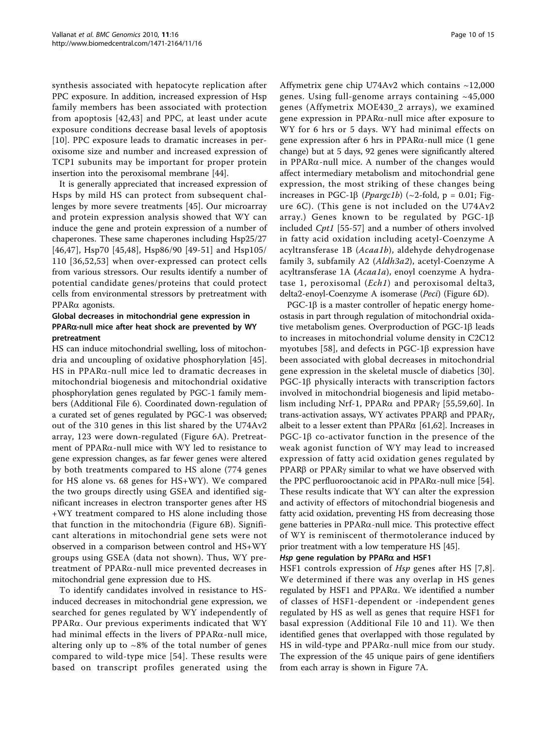synthesis associated with hepatocyte replication after PPC exposure. In addition, increased expression of Hsp family members has been associated with protection from apoptosis [42,43] and PPC, at least under acute exposure conditions decrease basal levels of apoptosis [10]. PPC exposure leads to dramatic increases in peroxisome size and number and increased expression of TCP1 subunits may be important for proper protein insertion into the peroxisomal membrane [44].

It is generally appreciated that increased expression of Hsps by mild HS can protect from subsequent challenges by more severe treatments [45]. Our microarray and protein expression analysis showed that WY can induce the gene and protein expression of a number of chaperones. These same chaperones including Hsp25/27 [46,47], Hsp70 [45,48], Hsp86/90 [49-51] and Hsp105/110 [36,52,53] when over-expressed can protect cells from various stressors. Our results identify a number of potential candidate genes/proteins that could protect cells from environmental stressors by pretreatment with PPARα agonists.

### Global decreases in mitochondrial gene expression in PPARα-null mice after heat shock are prevented by WY pretreatment

HS can induce mitochondrial swelling, loss of mitochondria and uncoupling of oxidative phosphorylation [45]. HS in PPARα-null mice led to dramatic decreases in mitochondrial biogenesis and mitochondrial oxidative phosphorylation genes regulated by PGC-1 family members (Additional File 6). Coordinated down-regulation of a curated set of genes regulated by PGC-1 was observed; out of the 310 genes in this list shared by the U74Av2 array, 123 were down-regulated (Figure 6A). Pretreatment of PPARα-null mice with WY led to resistance to gene expression changes, as far fewer genes were altered by both treatments compared to HS alone (774 genes for HS alone vs. 68 genes for HS+WY). We compared the two groups directly using GSEA and identified significant increases in electron transporter genes after HS +WY treatment compared to HS alone including those that function in the mitochondria (Figure 6B). Significant alterations in mitochondrial gene sets were not observed in a comparison between control and HS+WY groups using GSEA (data not shown). Thus, WY pretreatment of PPARα-null mice prevented decreases in mitochondrial gene expression due to HS.

To identify candidates involved in resistance to HS-induced decreases in mitochondrial gene expression, we searched for genes regulated by WY independently of PPARα. Our previous experiments indicated that WY had minimal effects in the livers of PPARα-null mice, altering only up to ~8% of the total number of genes compared to wild-type mice [54]. These results were based on transcript profiles generated using the Affymetrix gene chip U74Av2 which contains ~12,000 genes. Using full-genome arrays containing ~45,000 genes (Affymetrix MOE430_2 arrays), we examined gene expression in PPARα-null mice after exposure to WY for 6 hrs or 5 days. WY had minimal effects on gene expression after 6 hrs in PPARα-null mice (1 gene change) but at 5 days, 92 genes were significantly altered in PPARα-null mice. A number of the changes would affect intermediary metabolism and mitochondrial gene expression, the most striking of these changes being increases in PGC-1β (*Ppargc1b*) (~2-fold, $p = 0.01$; Figure 6C). (This gene is not included on the U74Av2 array.) Genes known to be regulated by PGC-1β included *Cpt1* [55-57] and a number of others involved in fatty acid oxidation including acetyl-Coenzyme A acyltransferase 1B (*Acaa1b*), aldehyde dehydrogenase family 3, subfamily A2 (*Aldh3a2*), acetyl-Coenzyme A acyltransferase 1A (*Acaa1a*), enoyl coenzyme A hydratase 1, peroxisomal (*Ech1*) and peroxisomal delta3, delta2-enoyl-Coenzyme A isomerase (*Peci*) (Figure 6D).

PGC-1β is a master controller of hepatic energy homeostasis in part through regulation of mitochondrial oxidative metabolism genes. Overproduction of PGC-1β leads to increases in mitochondrial volume density in C2C12 myotubes [58], and defects in PGC-1β expression have been associated with global decreases in mitochondrial gene expression in the skeletal muscle of diabetics [30]. PGC-1β physically interacts with transcription factors involved in mitochondrial biogenesis and lipid metabolism including Nrf-1, PPARα and PPARγ [55,59,60]. In trans-activation assays, WY activates PPARβ and PPARγ, albeit to a lesser extent than PPARα [61,62]. Increases in PGC-1β co-activator function in the presence of the weak agonist function of WY may lead to increased expression of fatty acid oxidation genes regulated by PPARβ or PPARγ similar to what we have observed with the PPC perfluorooctanoic acid in PPARα-null mice [54]. These results indicate that WY can alter the expression and activity of effectors of mitochondrial biogenesis and fatty acid oxidation, preventing HS from decreasing those gene batteries in PPARα-null mice. This protective effect of WY is reminiscent of thermotolerance induced by prior treatment with a low temperature HS [45].

### *Hsp* gene regulation by PPARα and HSF1

HSF1 controls expression of *Hsp* genes after HS [7,8]. We determined if there was any overlap in HS genes regulated by HSF1 and PPARα. We identified a number of classes of HSF1-dependent or -independent genes regulated by HS as well as genes that require HSF1 for basal expression (Additional File 10 and 11). We then identified genes that overlapped with those regulated by HS in wild-type and PPARα-null mice from our study. The expression of the 45 unique pairs of gene identifiers from each array is shown in Figure 7A.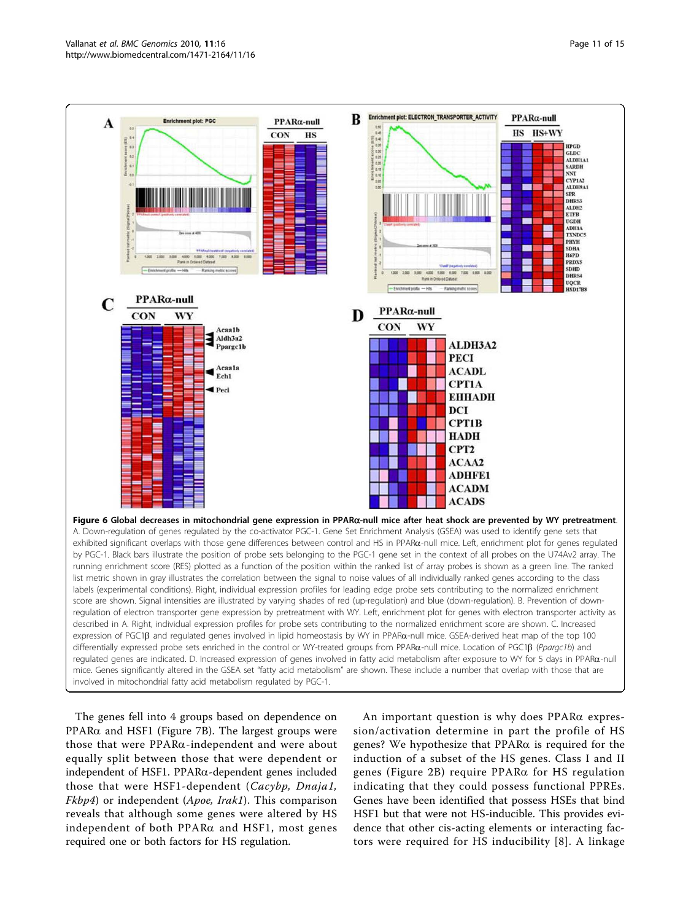**Figure 6 Global decreases in mitochondrial gene expression in PPARα-null mice after heat shock are prevented by WY pretreatment**. A. Down-regulation of genes regulated by the co-activator PGC-1. Gene Set Enrichment Analysis (GSEA) was used to identify gene sets that exhibited significant overlaps with those gene differences between control and HS in PPARα-null mice. Left, enrichment plot for genes regulated by PGC-1. Black bars illustrate the position of probe sets belonging to the PGC-1 gene set in the context of all probes on the U74Av2 array. The running enrichment score (RES) plotted as a function of the position within the ranked list of array probes is shown as a green line. The ranked list metric shown in gray illustrates the correlation between the signal to noise values of all individually ranked genes according to the class labels (experimental conditions). Right, individual expression profiles for leading edge probe sets contributing to the normalized enrichment score are shown. Signal intensities are illustrated by varying shades of red (up-regulation) and blue (down-regulation). B. Prevention of down-regulation of electron transporter gene expression by pretreatment with WY. Left, enrichment plot for genes with electron transporter activity as described in A. Right, individual expression profiles for leading edge probe sets contributing to the normalized enrichment score are shown. C. Increased expression of PGC1β and regulated genes involved in lipid homeostasis by WY in PPARα-null mice. GSEA-derived heat map of the top 100 differentially expressed probe sets enriched in the control or WY-treated groups from PPARα-null mice. Location of PGC1β (*Ppargc1b*) and regulated genes are indicated. D. Increased expression of genes involved in fatty acid metabolism after exposure to WY for 5 days in PPARα-null mice. Genes significantly altered in the GSEA set "fatty acid metabolism" are shown. These include a number that overlap with those that are involved in mitochondrial fatty acid metabolism regulated by PGC-1.

The genes fell into 4 groups based on dependence on PPARα and HSF1 (Figure 7B). The largest groups were those that were PPARα-independent and were about equally split between those that were dependent or independent of HSF1. PPARα-dependent genes included those that were HSF1-dependent (*Cacybp*, *Dnaja1*, *Fkbp4*) or independent (*Apoe*, *Irak1*). This comparison reveals that although some genes were altered by HS independent of both PPARα and HSF1, most genes required one or both factors for HS regulation.

An important question is why does PPARα expression/activation determine in part the profile of HS genes? We hypothesize that PPARα is required for the induction of a subset of the HS genes. Class I and II genes (Figure 2B) require PPARα for HS regulation indicating that they could possess functional PPREs. Genes have been identified that possess HSEs that bind HSF1 but that were not HS-inducible. This provides evidence that other cis-acting elements or interacting factors were required for HS inducibility [8]. A linkage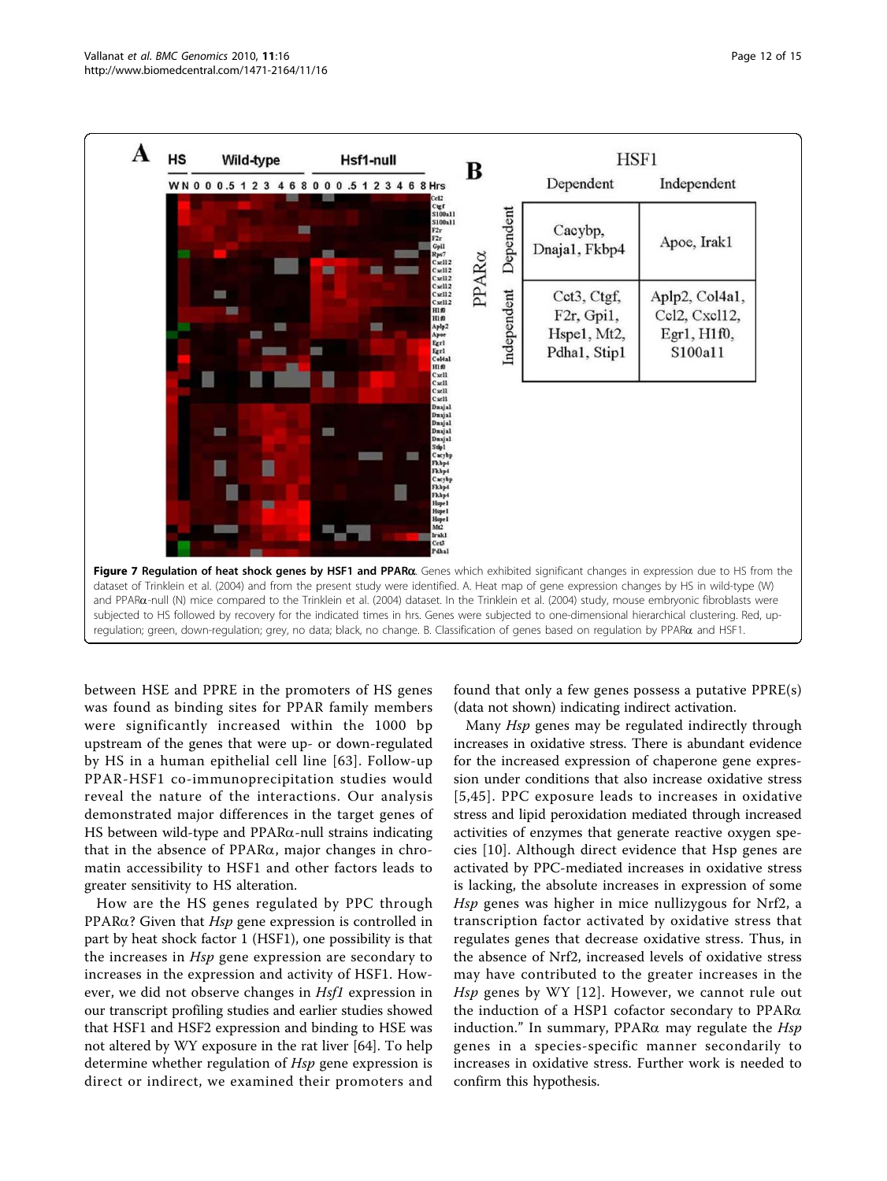**Figure 7 Regulation of heat shock genes by HSF1 and PPARα**. Genes which exhibited significant changes in expression due to HS from the dataset of Trinklein et al. (2004) and from the present study were identified. A. Heat map of gene expression changes by HS in wild-type (W) and PPARα-null (N) mice compared to the Trinklein et al. (2004) dataset. In the Trinklein et al. (2004) study, mouse embryonic fibroblasts were subjected to HS followed by recovery for the indicated times in hrs. Genes were subjected to one-dimensional hierarchical clustering. Red, up-regulation; green, down-regulation; grey, no data; black, no change. B. Classification of genes based on regulation by PPARα and HSF1.

| | HSF1 Dependent | HSF1 Independent |
|---|---|---|
| PPARα Dependent | Cacybp, Dnaja1, Fkbp4 | Apoe, Irak1 |
| PPARα Independent | Cct3, Ctgf, F2r, Gpi1, Hspe1, Mt2, Pdha1, Stip1 | Aplp2, Col4a1, Ccl2, Cxcl12, Egr1, H1f0, S100a11 |

between HSE and PPRE in the promoters of HS genes was found as binding sites for PPAR family members were significantly increased within the 1000 bp upstream of the genes that were up- or down-regulated by HS in a human epithelial cell line [63]. Follow-up PPAR-HSF1 co-immunoprecipitation studies would reveal the nature of the interactions. Our analysis demonstrated major differences in the target genes of HS between wild-type and PPARα-null strains indicating that in the absence of PPARα, major changes in chromatin accessibility to HSF1 and other factors leads to greater sensitivity to HS alteration.

How are the HS genes regulated by PPC through PPARα? Given that *Hsp* gene expression is controlled in part by heat shock factor 1 (HSF1), one possibility is that the increases in *Hsp* gene expression are secondary to increases in the expression and activity of HSF1. However, we did not observe changes in *Hsf1* expression in our transcript profiling studies and earlier studies showed that HSF1 and HSF2 expression and binding to HSE was not altered by WY exposure in the rat liver [64]. To help determine whether regulation of *Hsp* gene expression is direct or indirect, we examined their promoters and found that only a few genes possess a putative PPRE(s) (data not shown) indicating indirect activation.

Many *Hsp* genes may be regulated indirectly through increases in oxidative stress. There is abundant evidence for the increased expression of chaperone gene expression under conditions that also increase oxidative stress [5,45]. PPC exposure leads to increases in oxidative stress and lipid peroxidation mediated through increased activities of enzymes that generate reactive oxygen species [10]. Although direct evidence that Hsp genes are activated by PPC-mediated increases in oxidative stress is lacking, the absolute increases in expression of some *Hsp* genes was higher in mice nullizygous for Nrf2, a transcription factor activated by oxidative stress that regulates genes that decrease oxidative stress. Thus, in the absence of Nrf2, increased levels of oxidative stress may have contributed to the greater increases in the *Hsp* genes by WY [12]. However, we cannot rule out the induction of a HSP1 cofactor secondary to PPARα induction." In summary, PPARα may regulate the *Hsp* genes in a species-specific manner secondarily to increases in oxidative stress. Further work is needed to confirm this hypothesis.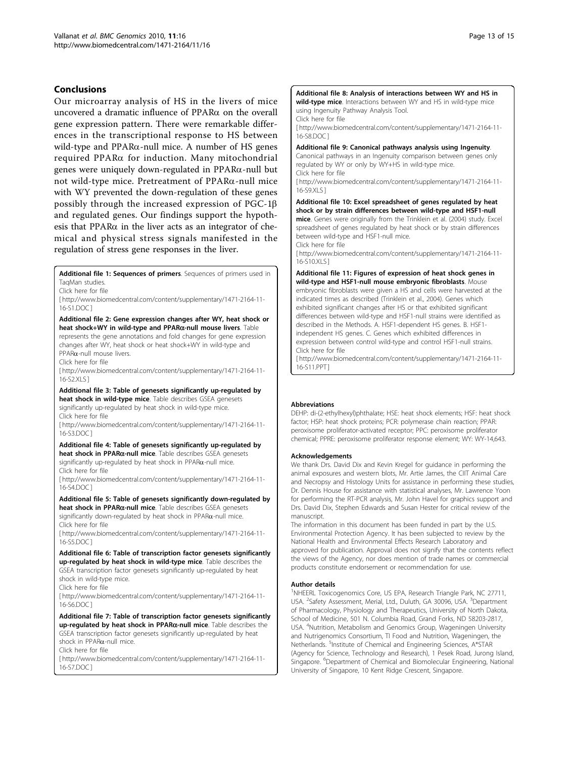## Conclusions

Our microarray analysis of HS in the livers of mice uncovered a dramatic influence of PPARα on the overall gene expression pattern. There were remarkable differences in the transcriptional response to HS between wild-type and PPARα-null mice. A number of HS genes required PPARα for induction. Many mitochondrial genes were uniquely down-regulated in PPARα-null but not wild-type mice. Pretreatment of PPARα-null mice with WY prevented the down-regulation of these genes possibly through the increased expression of PGC-1β and regulated genes. Our findings support the hypothesis that PPARα in the liver acts as an integrator of chemical and physical stress signals manifested in the regulation of stress gene responses in the liver.

**Additional file 1: Sequences of primers**. Sequences of primers used in TaqMan studies.
Click here for file
[ http://www.biomedcentral.com/content/supplementary/1471-2164-11-16-S1.DOC ]

**Additional file 2: Gene expression changes after WY, heat shock or heat shock+WY in wild-type and PPARα-null mouse livers**. Table represents the gene annotations and fold changes for gene expression changes after WY, heat shock or heat shock+WY in wild-type and PPARα-null mouse livers.
Click here for file
[ http://www.biomedcentral.com/content/supplementary/1471-2164-11-16-S2.XLS ]

**Additional file 3: Table of genesets significantly up-regulated by heat shock in wild-type mice**. Table describes GSEA genesets significantly up-regulated by heat shock in wild-type mice.
Click here for file
[ http://www.biomedcentral.com/content/supplementary/1471-2164-11-16-S3.DOC ]

**Additional file 4: Table of genesets significantly up-regulated by heat shock in PPARα-null mice**. Table describes GSEA genesets significantly up-regulated by heat shock in PPARα-null mice.
Click here for file
[ http://www.biomedcentral.com/content/supplementary/1471-2164-11-16-S4.DOC ]

**Additional file 5: Table of genesets significantly down-regulated by heat shock in PPARα-null mice**. Table describes GSEA genesets significantly down-regulated by heat shock in PPARα-null mice.
Click here for file
[ http://www.biomedcentral.com/content/supplementary/1471-2164-11-16-S5.DOC ]

**Additional file 6: Table of transcription factor genesets significantly up-regulated by heat shock in wild-type mice**. Table describes the GSEA transcription factor genesets significantly up-regulated by heat shock in wild-type mice.
Click here for file
[ http://www.biomedcentral.com/content/supplementary/1471-2164-11-16-S6.DOC ]

**Additional file 7: Table of transcription factor genesets significantly up-regulated by heat shock in PPARα-null mice**. Table describes the GSEA transcription factor genesets significantly up-regulated by heat shock in PPARα-null mice.
Click here for file
[ http://www.biomedcentral.com/content/supplementary/1471-2164-11-16-S7.DOC ]

**Additional file 8: Analysis of interactions between WY and HS in wild-type mice**. Interactions between WY and HS in wild-type mice using Ingenuity Pathway Analysis Tool.
Click here for file
[ http://www.biomedcentral.com/content/supplementary/1471-2164-11-16-S8.DOC ]

**Additional file 9: Canonical pathways analysis using Ingenuity**. Canonical pathways in an Ingenuity comparison between genes only regulated by WY or only by WY+HS in wild-type mice.
Click here for file
[ http://www.biomedcentral.com/content/supplementary/1471-2164-11-16-S9.XLS ]

**Additional file 10: Excel spreadsheet of genes regulated by heat shock or by strain differences between wild-type and HSF1-null mice**. Genes were originally from the Trinklein et al. (2004) study. Excel spreadsheet of genes regulated by heat shock or by strain differences between wild-type and HSF1-null mice.
Click here for file
[ http://www.biomedcentral.com/content/supplementary/1471-2164-11-16-S10.XLS ]

**Additional file 11: Figures of expression of heat shock genes in wild-type and HSF1-null mouse embryonic fibroblasts**. Mouse embryonic fibroblasts were given a HS and cells were harvested at the indicated times as described (Trinklein et al., 2004). Genes which exhibited significant changes after HS or that exhibited significant differences between wild-type and HSF1-null strains were identified as described in the Methods. A. HSF1-dependent HS genes. B. HSF1-independent HS genes. C. Genes which exhibited differences in expression between control wild-type and control HSF1-null strains.
Click here for file
[ http://www.biomedcentral.com/content/supplementary/1471-2164-11-16-S11.PPT ]

#### Abbreviations

DEHP: di-(2-ethylhexyl)phthalate; HSE: heat shock elements; HSF: heat shock factor; HSP: heat shock proteins; PCR: polymerase chain reaction; PPAR: peroxisome proliferator-activated receptor; PPC: peroxisome proliferator chemical; PPRE: peroxisome proliferator response element; WY: WY-14,643.

#### Acknowledgements

We thank Drs. David Dix and Kevin Kregel for guidance in performing the animal exposures and western blots, Mr. Artie James, the CIIT Animal Care and Necropsy and Histology Units for assistance in performing these studies, Dr. Dennis House for assistance with statistical analyses, Mr. Lawrence Yoon for performing the RT-PCR analysis, Mr. John Havel for graphics support and Drs. David Dix, Stephen Edwards and Susan Hester for critical review of the manuscript.

The information in this document has been funded in part by the U.S. Environmental Protection Agency. It has been subjected to review by the National Health and Environmental Effects Research Laboratory and approved for publication. Approval does not signify that the contents reflect the views of the Agency, nor does mention of trade names or commercial products constitute endorsement or recommendation for use.

#### Author details

[1]NHEERL Toxicogenomics Core, US EPA, Research Triangle Park, NC 27711, USA. [2]Safety Assessment, Merial, Ltd., Duluth, GA 30096, USA. [3]Department of Pharmacology, Physiology and Therapeutics, University of North Dakota, School of Medicine, 501 N. Columbia Road, Grand Forks, ND 58203-2817, USA. [4]Nutrition, Metabolism and Genomics Group, Wageningen University and Nutrigenomics Consortium, TI Food and Nutrition, Wageningen, the Netherlands. [5]Institute of Chemical and Engineering Sciences, A*STAR (Agency for Science, Technology and Research), 1 Pesek Road, Jurong Island, Singapore. [6]Department of Chemical and Biomolecular Engineering, National University of Singapore, 10 Kent Ridge Crescent, Singapore.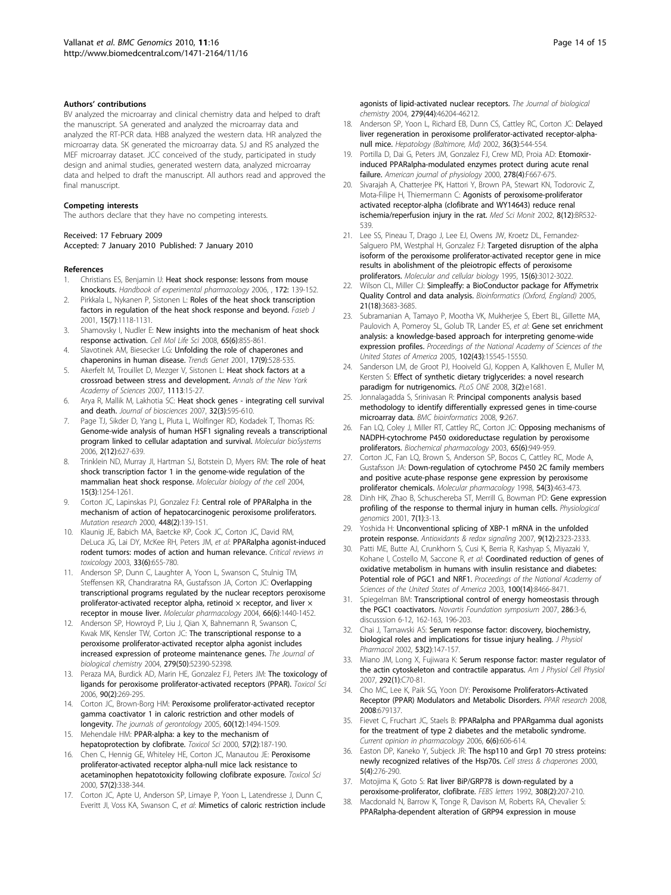#### Authors' contributions

BV analyzed the microarray and clinical chemistry data and helped to draft the manuscript. SA generated and analyzed the microarray data and analyzed the RT-PCR data. HBB analyzed the western data. HR analyzed the microarray data. SK generated the microarray data. SJ and RS analyzed the MEF microarray dataset. JCC conceived of the study, participated in study design and animal studies, generated western data, analyzed microarray data and helped to draft the manuscript. All authors read and approved the final manuscript.

#### Competing interests

The authors declare that they have no competing interests.

Received: 17 February 2009
Accepted: 7 January 2010 Published: 7 January 2010

#### References

1. Christians ES, Benjamin IJ: **Heat shock response: lessons from mouse knockouts.** *Handbook of experimental pharmacology* 2006, , **172:** 139-152.
2. Pirkkala L, Nykanen P, Sistonen L: **Roles of the heat shock transcription factors in regulation of the heat shock response and beyond.** *Faseb J* 2001, **15(7)**:1118-1131.
3. Shamovsky I, Nudler E: **New insights into the mechanism of heat shock response activation.** *Cell Mol Life Sci* 2008, **65(6)**:855-861.
4. Slavotinek AM, Biesecker LG: **Unfolding the role of chaperones and chaperonins in human disease.** *Trends Genet* 2001, **17(9)**:528-535.
5. Akerfelt M, Trouillet D, Mezger V, Sistonen L: **Heat shock factors at a crossroad between stress and development.** *Annals of the New York Academy of Sciences* 2007, **1113**:15-27.
6. Arya R, Mallik M, Lakhotia SC: **Heat shock genes - integrating cell survival and death.** *Journal of biosciences* 2007, **32(3)**:595-610.
7. Page TJ, Sikder D, Yang L, Pluta L, Wolfinger RD, Kodadek T, Thomas RS: **Genome-wide analysis of human HSF1 signaling reveals a transcriptional program linked to cellular adaptation and survival.** *Molecular bioSystems* 2006, **2(12)**:627-639.
8. Trinklein ND, Murray JI, Hartman SJ, Botstein D, Myers RM: **The role of heat shock transcription factor 1 in the genome-wide regulation of the mammalian heat shock response.** *Molecular biology of the cell* 2004, **15(3)**:1254-1261.
9. Corton JC, Lapinskas PJ, Gonzalez FJ: **Central role of PPARalpha in the mechanism of action of hepatocarcinogenic peroxisome proliferators.** *Mutation research* 2000, **448(2)**:139-151.
10. Klaunig JE, Babich MA, Baetcke KP, Cook JC, Corton JC, David RM, DeLuca JG, Lai DY, McKee RH, Peters JM, *et al*: **PPARalpha agonist-induced rodent tumors: modes of action and human relevance.** *Critical reviews in toxicology* 2003, **33(6)**:655-780.
11. Anderson SP, Dunn C, Laughter A, Yoon L, Swanson C, Stulnig TM, Steffensen KR, Chandraratna RA, Gustafsson JA, Corton JC: **Overlapping transcriptional programs regulated by the nuclear receptors peroxisome proliferator-activated receptor alpha, retinoid × receptor, and liver × receptor in mouse liver.** *Molecular pharmacology* 2004, **66(6)**:1440-1452.
12. Anderson SP, Howroyd P, Liu J, Qian X, Bahnemann R, Swanson C, Kwak MK, Kensler TW, Corton JC: **The transcriptional response to a peroxisome proliferator-activated receptor alpha agonist includes increased expression of proteome maintenance genes.** *The Journal of biological chemistry* 2004, **279(50)**:52390-52398.
13. Peraza MA, Burdick AD, Marin HE, Gonzalez FJ, Peters JM: **The toxicology of ligands for peroxisome proliferator-activated receptors (PPAR).** *Toxicol Sci* 2006, **90(2)**:269-295.
14. Corton JC, Brown-Borg HM: **Peroxisome proliferator-activated receptor gamma coactivator 1 in caloric restriction and other models of longevity.** *The journals of gerontology* 2005, **60(12)**:1494-1509.
15. Mehendale HM: **PPAR-alpha: a key to the mechanism of hepatoprotection by clofibrate.** *Toxicol Sci* 2000, **57(2)**:187-190.
16. Chen C, Hennig GE, Whiteley HE, Corton JC, Manautou JE: **Peroxisome proliferator-activated receptor alpha-null mice lack resistance to acetaminophen hepatotoxicity following clofibrate exposure.** *Toxicol Sci* 2000, **57(2)**:338-344.
17. Corton JC, Apte U, Anderson SP, Limaye P, Yoon L, Latendresse J, Dunn C, Everitt JI, Voss KA, Swanson C, *et al*: **Mimetics of caloric restriction include agonists of lipid-activated nuclear receptors.** *The Journal of biological chemistry* 2004, **279(44)**:46204-46212.
18. Anderson SP, Yoon L, Richard EB, Dunn CS, Cattley RC, Corton JC: **Delayed liver regeneration in peroxisome proliferator-activated receptor-alpha-null mice.** *Hepatology (Baltimore, Md)* 2002, **36(3)**:544-554.
19. Portilla D, Dai G, Peters JM, Gonzalez FJ, Crew MD, Proia AD: **Etomoxir-induced PPARalpha-modulated enzymes protect during acute renal failure.** *American journal of physiology* 2000, **278(4)**:F667-675.
20. Sivarajah A, Chatterjee PK, Hattori Y, Brown PA, Stewart KN, Todorovic Z, Mota-Filipe H, Thiemermann C: **Agonists of peroxisome-proliferator activated receptor-alpha (clofibrate and WY14643) reduce renal ischemia/reperfusion injury in the rat.** *Med Sci Monit* 2002, **8(12)**:BR532-539.
21. Lee SS, Pineau T, Drago J, Lee EJ, Owens JW, Kroetz DL, Fernandez-Salguero PM, Westphal H, Gonzalez FJ: **Targeted disruption of the alpha isoform of the peroxisome proliferator-activated receptor gene in mice results in abolishment of the pleiotropic effects of peroxisome proliferators.** *Molecular and cellular biology* 1995, **15(6)**:3012-3022.
22. Wilson CL, Miller CJ: **Simpleaffy: a BioConductor package for Affymetrix Quality Control and data analysis.** *Bioinformatics (Oxford, England)* 2005, **21(18)**:3683-3685.
23. Subramanian A, Tamayo P, Mootha VK, Mukherjee S, Ebert BL, Gillette MA, Paulovich A, Pomeroy SL, Golub TR, Lander ES, *et al*: **Gene set enrichment analysis: a knowledge-based approach for interpreting genome-wide expression profiles.** *Proceedings of the National Academy of Sciences of the United States of America* 2005, **102(43)**:15545-15550.
24. Sanderson LM, de Groot PJ, Hooiveld GJ, Koppen A, Kalkhoven E, Muller M, Kersten S: **Effect of synthetic dietary triglycerides: a novel research paradigm for nutrigenomics.** *PLoS ONE* 2008, **3(2)**:e1681.
25. Jonnalagadda S, Srinivasan R: **Principal components analysis based methodology to identify differentially expressed genes in time-course microarray data.** *BMC bioinformatics* 2008, **9**:267.
26. Fan LQ, Coley J, Miller RT, Cattley RC, Corton JC: **Opposing mechanisms of NADPH-cytochrome P450 oxidoreductase regulation by peroxisome proliferators.** *Biochemical pharmacology* 2003, **65(6)**:949-959.
27. Corton JC, Fan LQ, Brown S, Anderson SP, Bocos C, Cattley RC, Mode A, Gustafsson JA: **Down-regulation of cytochrome P450 2C family members and positive acute-phase response gene expression by peroxisome proliferator chemicals.** *Molecular pharmacology* 1998, **54(3)**:463-473.
28. Dinh HK, Zhao B, Schuschereba ST, Merrill G, Bowman PD: **Gene expression profiling of the response to thermal injury in human cells.** *Physiological genomics* 2001, **7(1)**:3-13.
29. Yoshida H: **Unconventional splicing of XBP-1 mRNA in the unfolded protein response.** *Antioxidants & redox signaling* 2007, **9(12)**:2323-2333.
30. Patti ME, Butte AJ, Crunkhorn S, Cusi K, Berria R, Kashyap S, Miyazaki Y, Kohane I, Costello M, Saccone R, *et al*: **Coordinated reduction of genes of oxidative metabolism in humans with insulin resistance and diabetes: Potential role of PGC1 and NRF1.** *Proceedings of the National Academy of Sciences of the United States of America* 2003, **100(14)**:8466-8471.
31. Spiegelman BM: **Transcriptional control of energy homeostasis through the PGC1 coactivators.** *Novartis Foundation symposium* 2007, **286**:3-6, discusssion 6-12, 162-163, 196-203.
32. Chai J, Tarnawski AS: **Serum response factor: discovery, biochemistry, biological roles and implications for tissue injury healing.** *J Physiol Pharmacol* 2002, **53(2)**:147-157.
33. Miano JM, Long X, Fujiwara K: **Serum response factor: master regulator of the actin cytoskeleton and contractile apparatus.** *Am J Physiol Cell Physiol* 2007, **292(1)**:C70-81.
34. Cho MC, Lee K, Paik SG, Yoon DY: **Peroxisome Proliferators-Activated Receptor (PPAR) Modulators and Metabolic Disorders.** *PPAR research* 2008, **2008**:679137.
35. Fievet C, Fruchart JC, Staels B: **PPARalpha and PPARgamma dual agonists for the treatment of type 2 diabetes and the metabolic syndrome.** *Current opinion in pharmacology* 2006, **6(6)**:606-614.
36. Easton DP, Kaneko Y, Subjeck JR: **The hsp110 and Grp1 70 stress proteins: newly recognized relatives of the Hsp70s.** *Cell stress & chaperones* 2000, **5(4)**:276-290.
37. Motojima K, Goto S: **Rat liver BiP/GRP78 is down-regulated by a peroxisome-proliferator, clofibrate.** *FEBS letters* 1992, **308(2)**:207-210.
38. Macdonald N, Barrow K, Tonge R, Davison M, Roberts RA, Chevalier S: **PPARalpha-dependent alteration of GRP94 expression in mouse**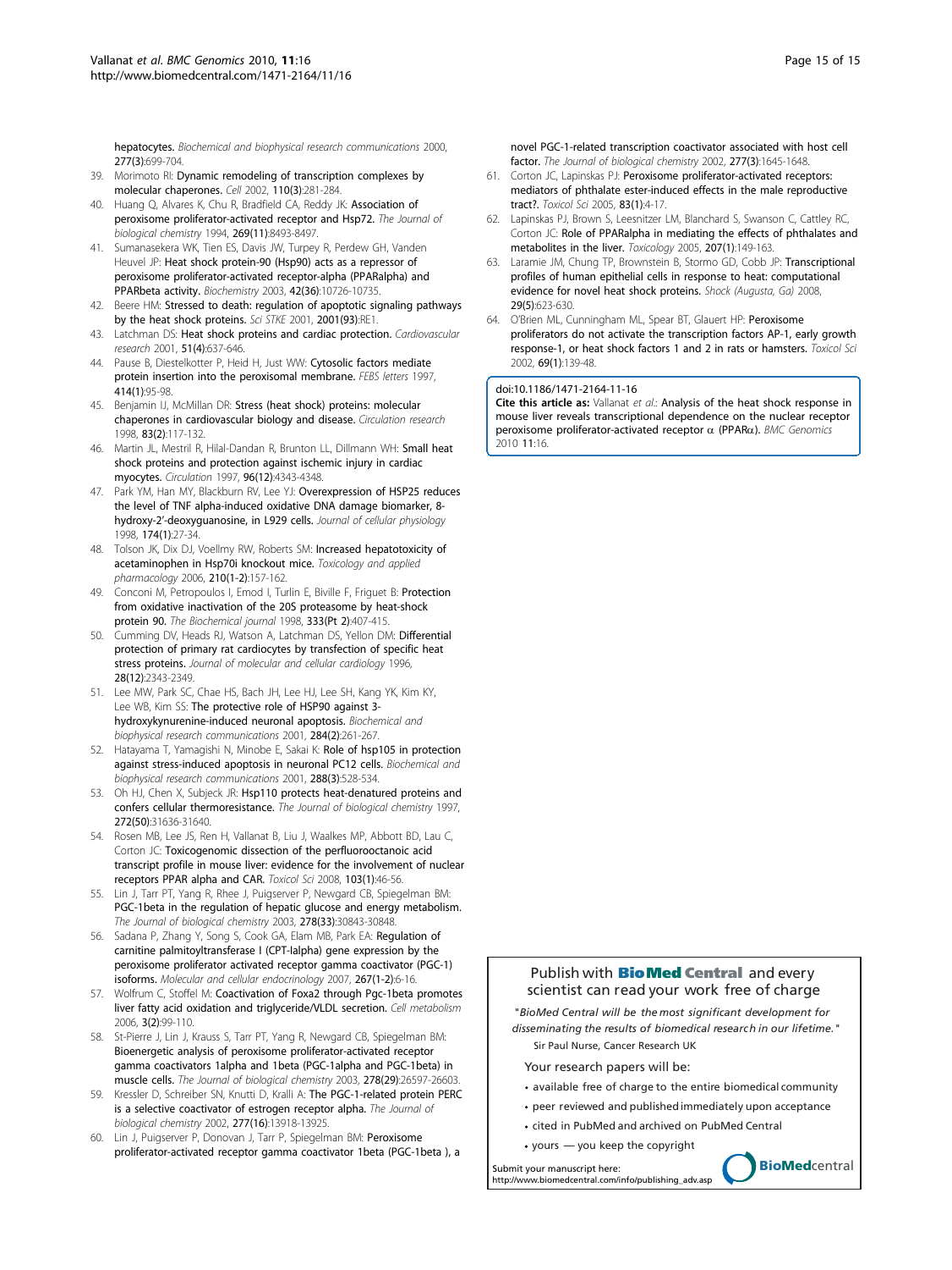hepatocytes. *Biochemical and biophysical research communications* 2000, **277(3)**:699-704.

39. Morimoto RI: **Dynamic remodeling of transcription complexes by molecular chaperones.** *Cell* 2002, **110(3)**:281-284.
40. Huang Q, Alvares K, Chu R, Bradfield CA, Reddy JK: **Association of peroxisome proliferator-activated receptor and Hsp72.** *The Journal of biological chemistry* 1994, **269(11)**:8493-8497.
41. Sumanasekera WK, Tien ES, Davis JW, Turpey R, Perdew GH, Vanden Heuvel JP: **Heat shock protein-90 (Hsp90) acts as a repressor of peroxisome proliferator-activated receptor-alpha (PPARalpha) and PPARbeta activity.** *Biochemistry* 2003, **42(36)**:10726-10735.
42. Beere HM: **Stressed to death: regulation of apoptotic signaling pathways by the heat shock proteins.** *Sci STKE* 2001, **2001(93)**:RE1.
43. Latchman DS: **Heat shock proteins and cardiac protection.** *Cardiovascular research* 2001, **51(4)**:637-646.
44. Pause B, Diestelkotter P, Heid H, Just WW: **Cytosolic factors mediate protein insertion into the peroxisomal membrane.** *FEBS letters* 1997, **414(1)**:95-98.
45. Benjamin IJ, McMillan DR: **Stress (heat shock) proteins: molecular chaperones in cardiovascular biology and disease.** *Circulation research* 1998, **83(2)**:117-132.
46. Martin JL, Mestril R, Hilal-Dandan R, Brunton LL, Dillmann WH: **Small heat shock proteins and protection against ischemic injury in cardiac myocytes.** *Circulation* 1997, **96(12)**:4343-4348.
47. Park YM, Han MY, Blackburn RV, Lee YJ: **Overexpression of HSP25 reduces the level of TNF alpha-induced oxidative DNA damage biomarker, 8-hydroxy-2'-deoxyguanosine, in L929 cells.** *Journal of cellular physiology* 1998, **174(1)**:27-34.
48. Tolson JK, Dix DJ, Voellmy RW, Roberts SM: **Increased hepatotoxicity of acetaminophen in Hsp70i knockout mice.** *Toxicology and applied pharmacology* 2006, **210(1-2)**:157-162.
49. Conconi M, Petropoulos I, Emod I, Turlin E, Biville F, Friguet B: **Protection from oxidative inactivation of the 20S proteasome by heat-shock protein 90.** *The Biochemical journal* 1998, **333(Pt 2)**:407-415.
50. Cumming DV, Heads RJ, Watson A, Latchman DS, Yellon DM: **Differential protection of primary rat cardiocytes by transfection of specific heat stress proteins.** *Journal of molecular and cellular cardiology* 1996, **28(12)**:2343-2349.
51. Lee MW, Park SC, Chae HS, Bach JH, Lee HJ, Lee SH, Kang YK, Kim KY, Lee WB, Kim SS: **The protective role of HSP90 against 3-hydroxykynurenine-induced neuronal apoptosis.** *Biochemical and biophysical research communications* 2001, **284(2)**:261-267.
52. Hatayama T, Yamagishi N, Minobe E, Sakai K: **Role of hsp105 in protection against stress-induced apoptosis in neuronal PC12 cells.** *Biochemical and biophysical research communications* 2001, **288(3)**:528-534.
53. Oh HJ, Chen X, Subjeck JR: **Hsp110 protects heat-denatured proteins and confers cellular thermoresistance.** *The Journal of biological chemistry* 1997, **272(50)**:31636-31640.
54. Rosen MB, Lee JS, Ren H, Vallanat B, Liu J, Waalkes MP, Abbott BD, Lau C, Corton JC: **Toxicogenomic dissection of the perfluorooctanoic acid transcript profile in mouse liver: evidence for the involvement of nuclear receptors PPAR alpha and CAR.** *Toxicol Sci* 2008, **103(1)**:46-56.
55. Lin J, Tarr PT, Yang R, Rhee J, Puigserver P, Newgard CB, Spiegelman BM: **PGC-1beta in the regulation of hepatic glucose and energy metabolism.** *The Journal of biological chemistry* 2003, **278(33)**:30843-30848.
56. Sadana P, Zhang Y, Song S, Cook GA, Elam MB, Park EA: **Regulation of carnitine palmitoyltransferase I (CPT-Ialpha) gene expression by the peroxisome proliferator activated receptor gamma coactivator (PGC-1) isoforms.** *Molecular and cellular endocrinology* 2007, **267(1-2)**:6-16.
57. Wolfrum C, Stoffel M: **Coactivation of Foxa2 through Pgc-1beta promotes liver fatty acid oxidation and triglyceride/VLDL secretion.** *Cell metabolism* 2006, **3(2)**:99-110.
58. St-Pierre J, Lin J, Krauss S, Tarr PT, Yang R, Newgard CB, Spiegelman BM: **Bioenergetic analysis of peroxisome proliferator-activated receptor gamma coactivators 1alpha and 1beta (PGC-1alpha and PGC-1beta) in muscle cells.** *The Journal of biological chemistry* 2003, **278(29)**:26597-26603.
59. Kressler D, Schreiber SN, Knutti D, Kralli A: **The PGC-1-related protein PERC is a selective coactivator of estrogen receptor alpha.** *The Journal of biological chemistry* 2002, **277(16)**:13918-13925.
60. Lin J, Puigserver P, Donovan J, Tarr P, Spiegelman BM: **Peroxisome proliferator-activated receptor gamma coactivator 1beta (PGC-1beta ), a novel PGC-1-related transcription coactivator associated with host cell factor.** *The Journal of biological chemistry* 2002, **277(3)**:1645-1648.
61. Corton JC, Lapinskas PJ: **Peroxisome proliferator-activated receptors: mediators of phthalate ester-induced effects in the male reproductive tract?.** *Toxicol Sci* 2005, **83(1)**:4-17.
62. Lapinskas PJ, Brown S, Leesnitzer LM, Blanchard S, Swanson C, Cattley RC, Corton JC: **Role of PPARalpha in mediating the effects of phthalates and metabolites in the liver.** *Toxicology* 2005, **207(1)**:149-163.
63. Laramie JM, Chung TP, Brownstein B, Stormo GD, Cobb JP: **Transcriptional profiles of human epithelial cells in response to heat: computational evidence for novel heat shock proteins.** *Shock (Augusta, Ga)* 2008, **29(5)**:623-630.
64. O'Brien ML, Cunningham ML, Spear BT, Glauert HP: **Peroxisome proliferators do not activate the transcription factors AP-1, early growth response-1, or heat shock factors 1 and 2 in rats or hamsters.** *Toxicol Sci* 2002, **69(1)**:139-48.

doi:10.1186/1471-2164-11-16

**Cite this article as:** Vallanat *et al.*: Analysis of the heat shock response in mouse liver reveals transcriptional dependence on the nuclear receptor peroxisome proliferator-activated receptor $\alpha$ (PPAR$\alpha$). *BMC Genomics* 2010 **11**:16.

Publish with **BioMed Central** and every scientist can read your work free of charge

*"BioMed Central will be the most significant development for disseminating the results of biomedical research in our lifetime."*
Sir Paul Nurse, Cancer Research UK

Your research papers will be:

- available free of charge to the entire biomedical community
- peer reviewed and published immediately upon acceptance
- cited in PubMed and archived on PubMed Central
- yours — you keep the copyright

Submit your manuscript here:
http://www.biomedcentral.com/info/publishing_adv.asp

BioMedcentral